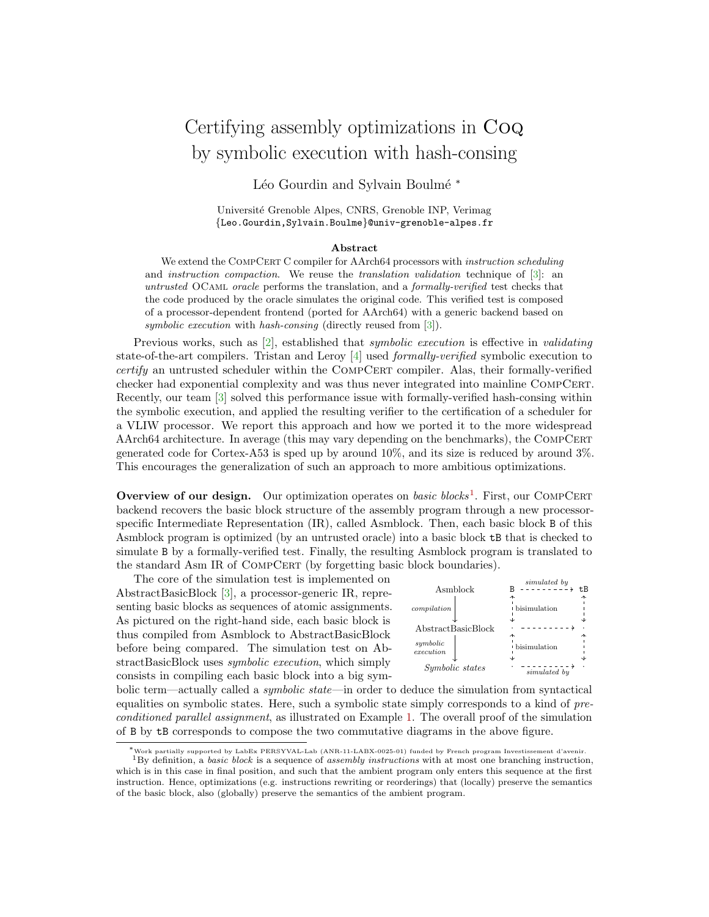# Certifying assembly optimizations in Coq by symbolic execution with hash-consing

Léo Gourdin and Sylvain Boulmé *

Université Grenoble Alpes, CNRS, Grenoble INP, Verimag
{Leo.Gourdin,Sylvain.Boulme}@univ-grenoble-alpes.fr

### Abstract

We extend the CompCert C compiler for AArch64 processors with *instruction scheduling* and *instruction compaction*. We reuse the *translation validation* technique of [3]: an *untrusted* OCaml *oracle* performs the translation, and a *formally-verified* test checks that the code produced by the oracle simulates the original code. This verified test is composed of a processor-dependent frontend (ported for AArch64) with a generic backend based on *symbolic execution* with *hash-consing* (directly reused from [3]).

Previous works, such as [2], established that *symbolic execution* is effective in *validating* state-of-the-art compilers. Tristan and Leroy [4] used *formally-verified* symbolic execution to *certify* an untrusted scheduler within the CompCert compiler. Alas, their formally-verified checker had exponential complexity and was thus never integrated into mainline CompCert. Recently, our team [3] solved this performance issue with formally-verified hash-consing within the symbolic execution, and applied the resulting verifier to the certification of a scheduler for a VLIW processor. We report this approach and how we ported it to the more widespread AArch64 architecture. In average (this may vary depending on the benchmarks), the CompCert generated code for Cortex-A53 is sped up by around 10%, and its size is reduced by around 3%. This encourages the generalization of such an approach to more ambitious optimizations.

**Overview of our design.** Our optimization operates on *basic blocks*[1]. First, our CompCert backend recovers the basic block structure of the assembly program through a new processor-specific Intermediate Representation (IR), called Asmblock. Then, each basic block `B` of this Asmblock program is optimized (by an untrusted oracle) into a basic block `tB` that is checked to simulate `B` by a formally-verified test. Finally, the resulting Asmblock program is translated to the standard Asm IR of CompCert (by forgetting basic block boundaries).

The core of the simulation test is implemented on AbstractBasicBlock [3], a processor-generic IR, representing basic blocks as sequences of atomic assignments. As pictured on the right-hand side, each basic block is thus compiled from Asmblock to AbstractBasicBlock before being compared. The simulation test on AbstractBasicBlock uses *symbolic execution*, which simply consists in compiling each basic block into a big symbolic term—actually called a *symbolic state*—in order to deduce the simulation from syntactical equalities on symbolic states. Here, such a symbolic state simply corresponds to a kind of *preconditioned parallel assignment*, as illustrated on Example 1. The overall proof of the simulation of `B` by `tB` corresponds to compose the two commutative diagrams in the above figure.

```
Asmblock              B - - - simulated by - - -> tB
   |                  ^                            ^
compilation           | bisimulation               |
   v                  v                            v
AbstractBasicBlock    . - - - - - - - - - - - - -> .
   |                  ^                            ^
symbolic execution    | bisimulation               |
   v                  v                            v
Symbolic states       . - - - simulated by - - - > .
```

---

* Work partially supported by LabEx PERSYVAL-Lab (ANR-11-LABX-0025-01) funded by French program Investissement d'avenir.

[1] By definition, a *basic block* is a sequence of *assembly instructions* with at most one branching instruction, which is in this case in final position, and such that the ambient program only enters this sequence at the first instruction. Hence, optimizations (e.g. instructions rewriting or reorderings) that (locally) preserve the semantics of the basic block, also (globally) preserve the semantics of the ambient program.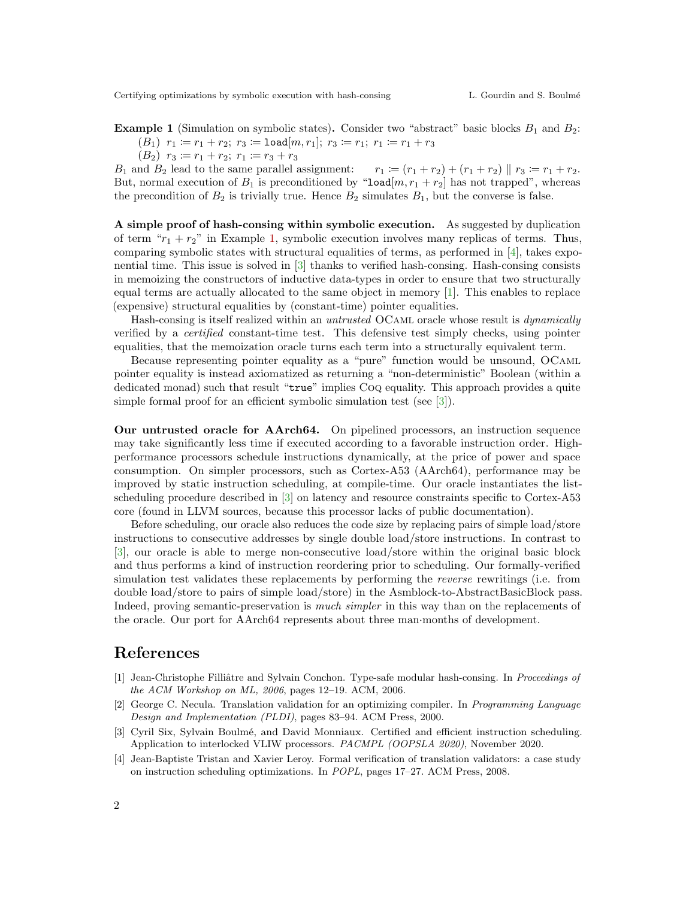**Example 1** (Simulation on symbolic states)**.** Consider two "abstract" basic blocks $B_1$ and $B_2$:

$(B_1)$ $r_1 \coloneqq r_1 + r_2$; $r_3 \coloneqq \texttt{load}[m, r_1]$; $r_3 \coloneqq r_1$; $r_1 \coloneqq r_1 + r_3$

$(B_2)$ $r_3 \coloneqq r_1 + r_2$; $r_1 \coloneqq r_3 + r_3$

$B_1$ and $B_2$ lead to the same parallel assignment: $r_1 \coloneqq (r_1 + r_2) + (r_1 + r_2) \parallel r_3 \coloneqq r_1 + r_2$. But, normal execution of $B_1$ is preconditioned by "$\texttt{load}[m, r_1 + r_2]$ has not trapped", whereas the precondition of $B_2$ is trivially true. Hence $B_2$ simulates $B_1$, but the converse is false.

**A simple proof of hash-consing within symbolic execution.** As suggested by duplication of term "$r_1 + r_2$" in Example 1, symbolic execution involves many replicas of terms. Thus, comparing symbolic states with structural equalities of terms, as performed in [4], takes exponential time. This issue is solved in [3] thanks to verified hash-consing. Hash-consing consists in memoizing the constructors of inductive data-types in order to ensure that two structurally equal terms are actually allocated to the same object in memory [1]. This enables to replace (expensive) structural equalities by (constant-time) pointer equalities.

Hash-consing is itself realized within an *untrusted* OCaml oracle whose result is *dynamically* verified by a *certified* constant-time test. This defensive test simply checks, using pointer equalities, that the memoization oracle turns each term into a structurally equivalent term.

Because representing pointer equality as a "pure" function would be unsound, OCaml pointer equality is instead axiomatized as returning a "non-deterministic" Boolean (within a dedicated monad) such that result "`true`" implies Coq equality. This approach provides a quite simple formal proof for an efficient symbolic simulation test (see [3]).

**Our untrusted oracle for AArch64.** On pipelined processors, an instruction sequence may take significantly less time if executed according to a favorable instruction order. High-performance processors schedule instructions dynamically, at the price of power and space consumption. On simpler processors, such as Cortex-A53 (AArch64), performance may be improved by static instruction scheduling, at compile-time. Our oracle instantiates the list-scheduling procedure described in [3] on latency and resource constraints specific to Cortex-A53 core (found in LLVM sources, because this processor lacks of public documentation).

Before scheduling, our oracle also reduces the code size by replacing pairs of simple load/store instructions to consecutive addresses by single double load/store instructions. In contrast to [3], our oracle is able to merge non-consecutive load/store within the original basic block and thus performs a kind of instruction reordering prior to scheduling. Our formally-verified simulation test validates these replacements by performing the *reverse* rewritings (i.e. from double load/store to pairs of simple load/store) in the Asmblock-to-AbstractBasicBlock pass. Indeed, proving semantic-preservation is *much simpler* in this way than on the replacements of the oracle. Our port for AArch64 represents about three man·months of development.

## References

[1] Jean-Christophe Filliâtre and Sylvain Conchon. Type-safe modular hash-consing. In *Proceedings of the ACM Workshop on ML, 2006*, pages 12–19. ACM, 2006.

[2] George C. Necula. Translation validation for an optimizing compiler. In *Programming Language Design and Implementation (PLDI)*, pages 83–94. ACM Press, 2000.

[3] Cyril Six, Sylvain Boulmé, and David Monniaux. Certified and efficient instruction scheduling. Application to interlocked VLIW processors. *PACMPL (OOPSLA 2020)*, November 2020.

[4] Jean-Baptiste Tristan and Xavier Leroy. Formal verification of translation validators: a case study on instruction scheduling optimizations. In *POPL*, pages 17–27. ACM Press, 2008.